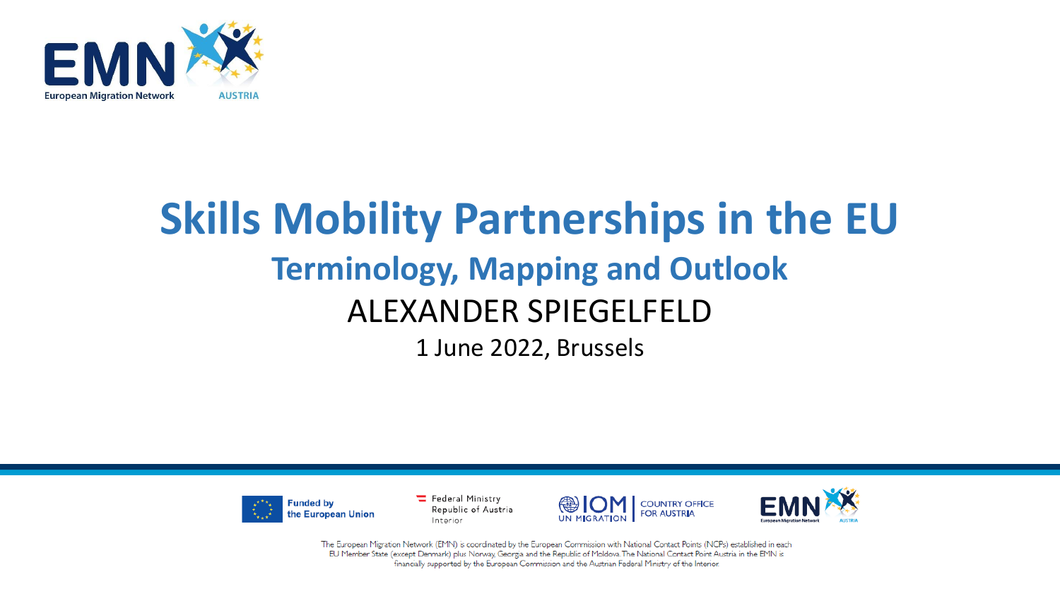European Migration Network AUSTRIA

# Skills Mobility Partnerships in the EU

## Terminology, Mapping and Outlook

ALEXANDER SPIEGELFELD

1 June 2022, Brussels

Funded by the European Union

Federal Ministry Republic of Austria Interior

IOM UN MIGRATION | COUNTRY OFFICE FOR AUSTRIA

The European Migration Network (EMN) is coordinated by the European Commission with National Contact Points (NCPs) established in each EU Member State (except Denmark) plus Norway, Georgia and the Republic of Moldova. The National Contact Point Austria in the EMN is financially supported by the European Commission and the Austrian Federal Ministry of the Interior.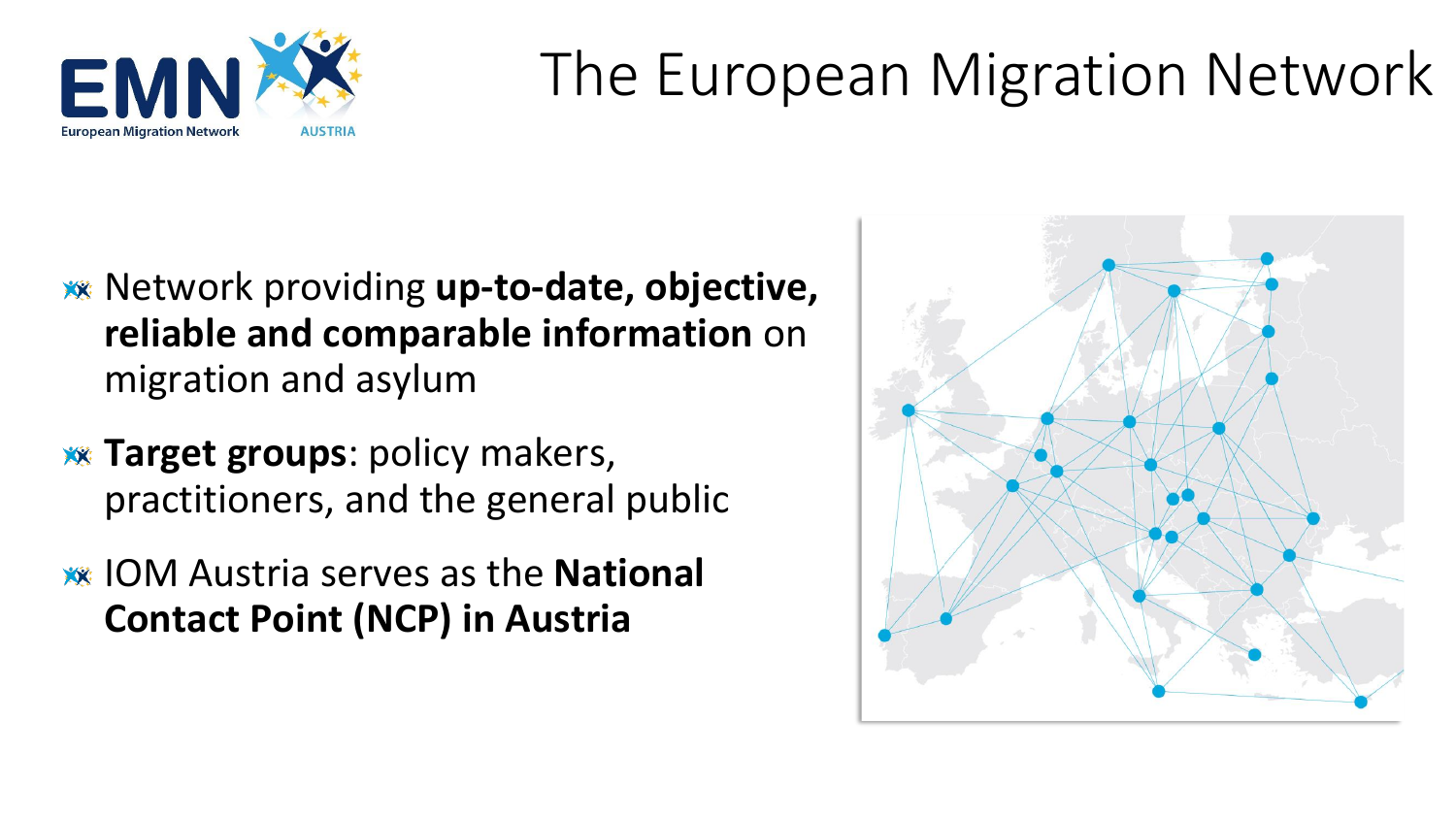# The European Migration Network

- Network providing **up-to-date, objective, reliable and comparable information** on migration and asylum
- **Target groups**: policy makers, practitioners, and the general public
- IOM Austria serves as the **National Contact Point (NCP) in Austria**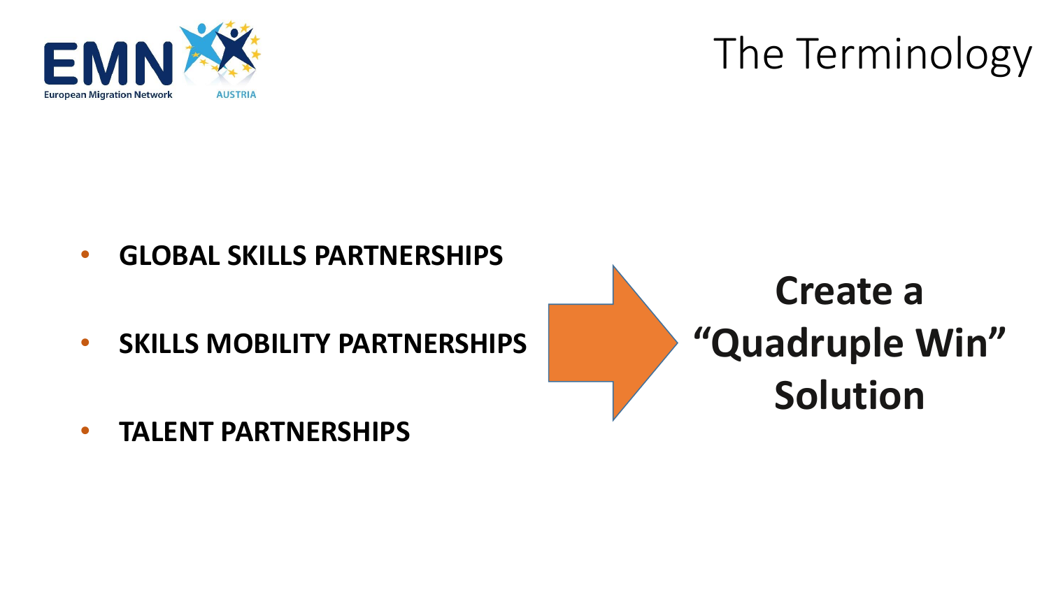# The Terminology

- **GLOBAL SKILLS PARTNERSHIPS**
- **SKILLS MOBILITY PARTNERSHIPS**
- **TALENT PARTNERSHIPS**

**Create a "Quadruple Win" Solution**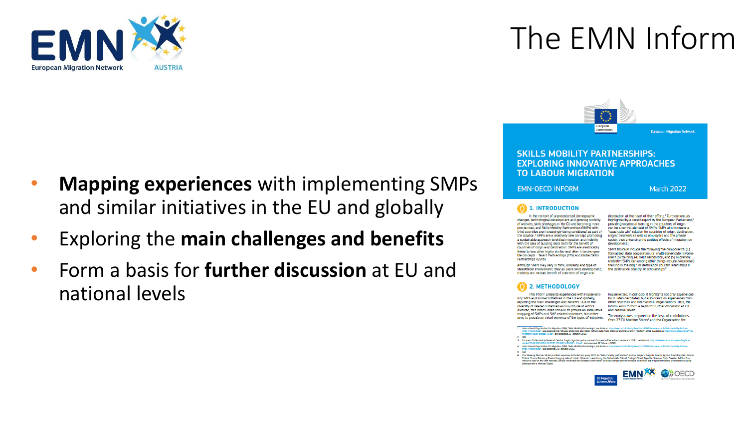# The EMN Inform

- **Mapping experiences** with implementing SMPs and similar initiatives in the EU and globally
- Exploring the **main challenges and benefits**
- Form a basis for **further discussion** at EU and national levels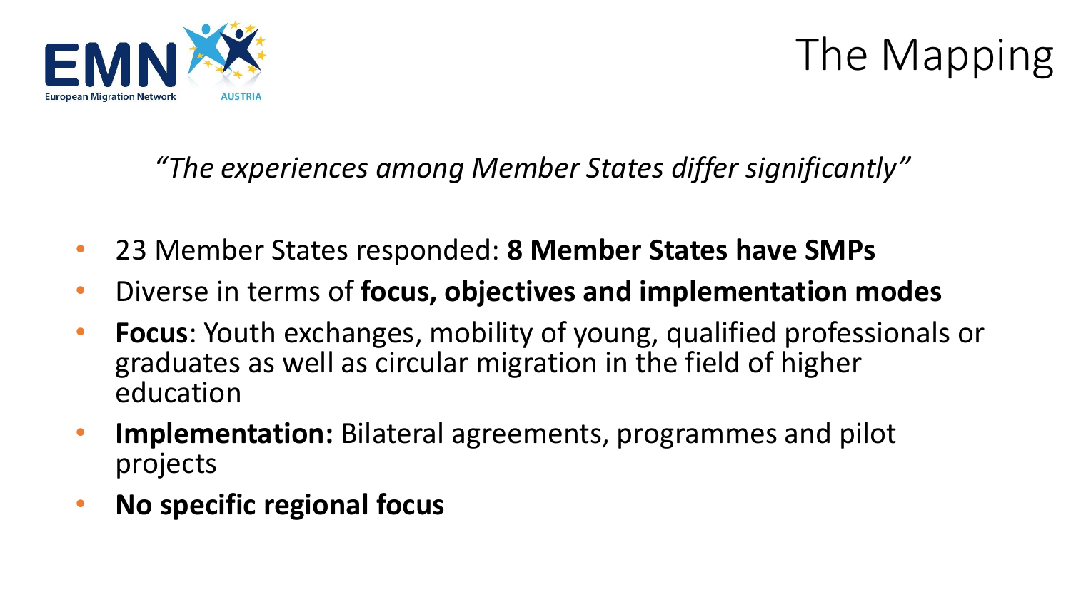# The Mapping

*"The experiences among Member States differ significantly"*

- 23 Member States responded: **8 Member States have SMPs**
- Diverse in terms of **focus, objectives and implementation modes**
- **Focus**: Youth exchanges, mobility of young, qualified professionals or graduates as well as circular migration in the field of higher education
- **Implementation:** Bilateral agreements, programmes and pilot projects
- **No specific regional focus**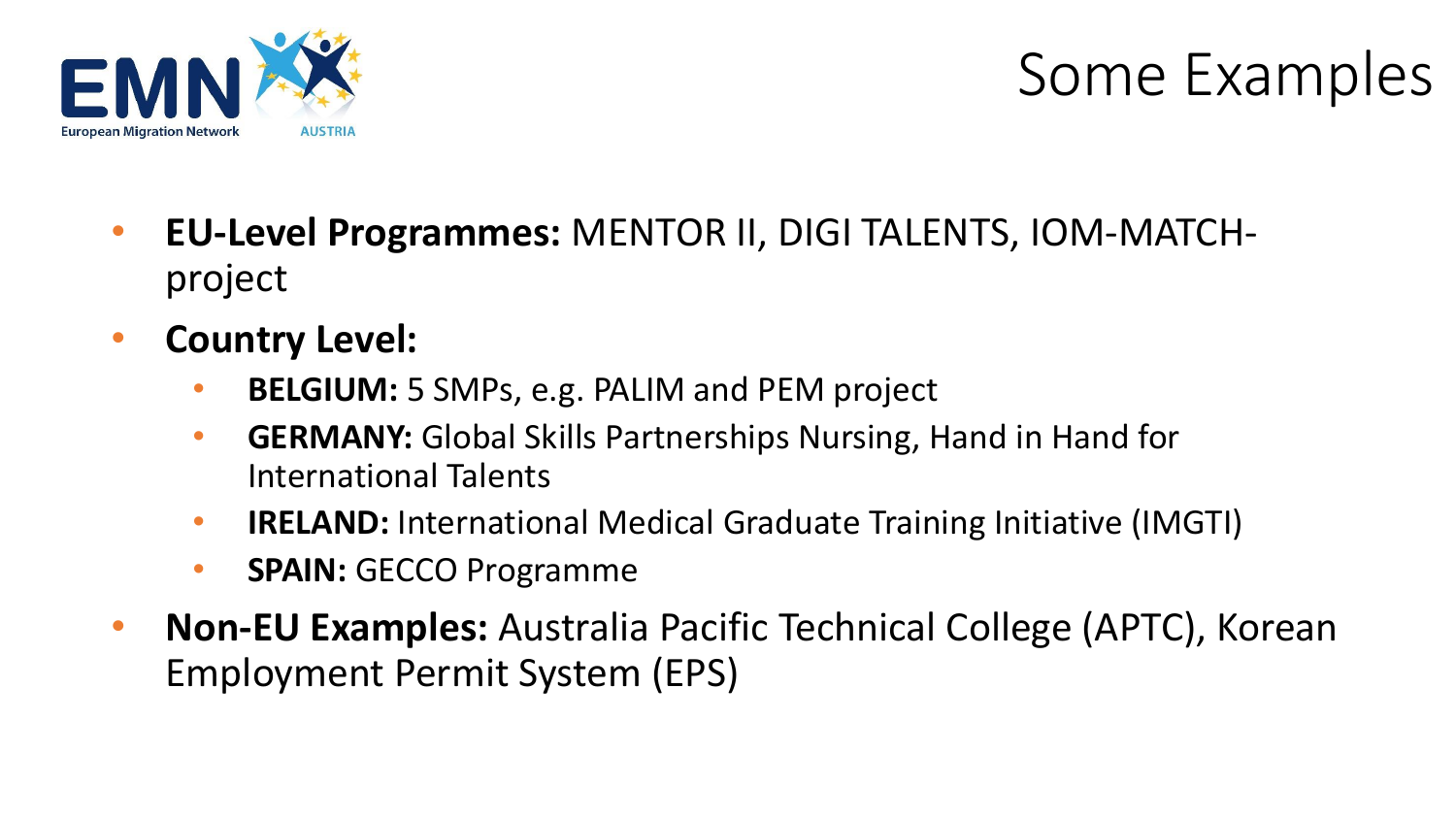# Some Examples

- **EU-Level Programmes:** MENTOR II, DIGI TALENTS, IOM-MATCH-project
- **Country Level:**
  - **BELGIUM:** 5 SMPs, e.g. PALIM and PEM project
  - **GERMANY:** Global Skills Partnerships Nursing, Hand in Hand for International Talents
  - **IRELAND:** International Medical Graduate Training Initiative (IMGTI)
  - **SPAIN:** GECCO Programme
- **Non-EU Examples:** Australia Pacific Technical College (APTC), Korean Employment Permit System (EPS)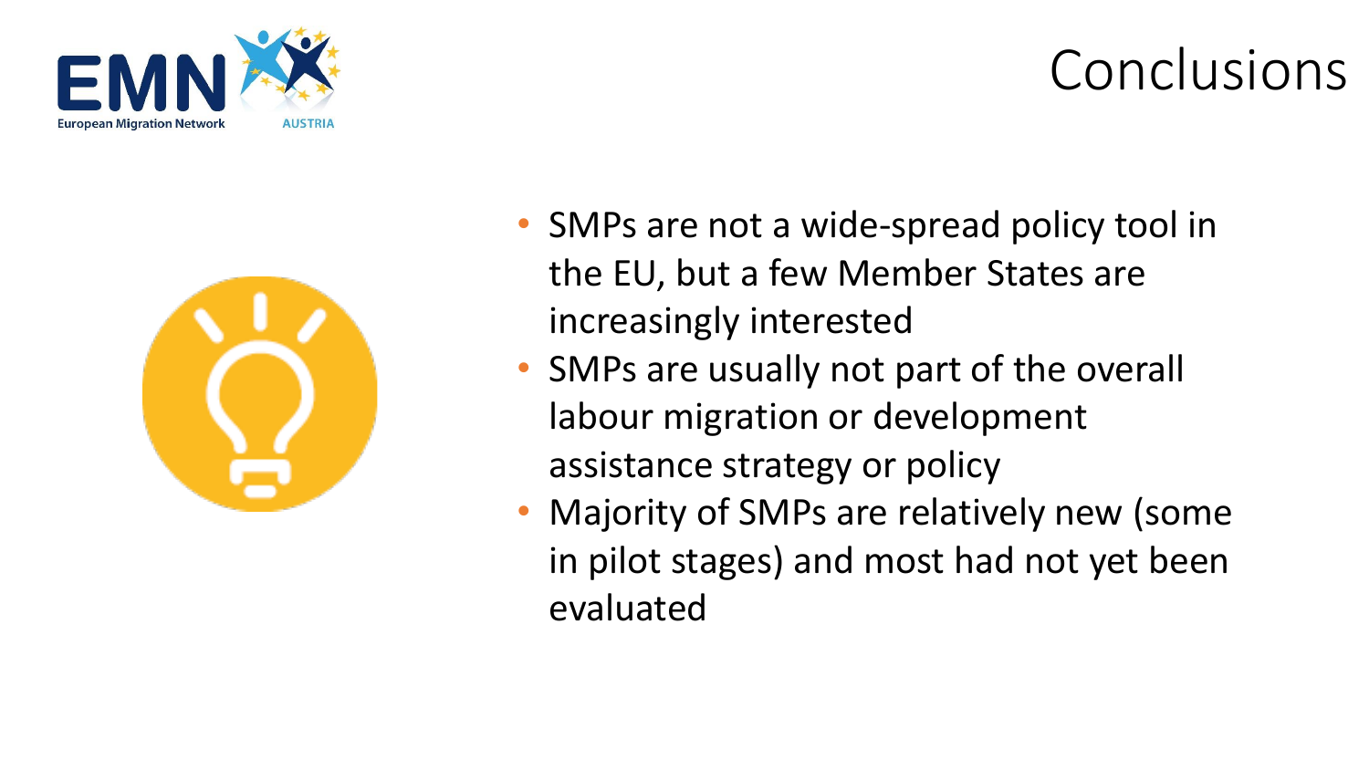# Conclusions

- SMPs are not a wide-spread policy tool in the EU, but a few Member States are increasingly interested
- SMPs are usually not part of the overall labour migration or development assistance strategy or policy
- Majority of SMPs are relatively new (some in pilot stages) and most had not yet been evaluated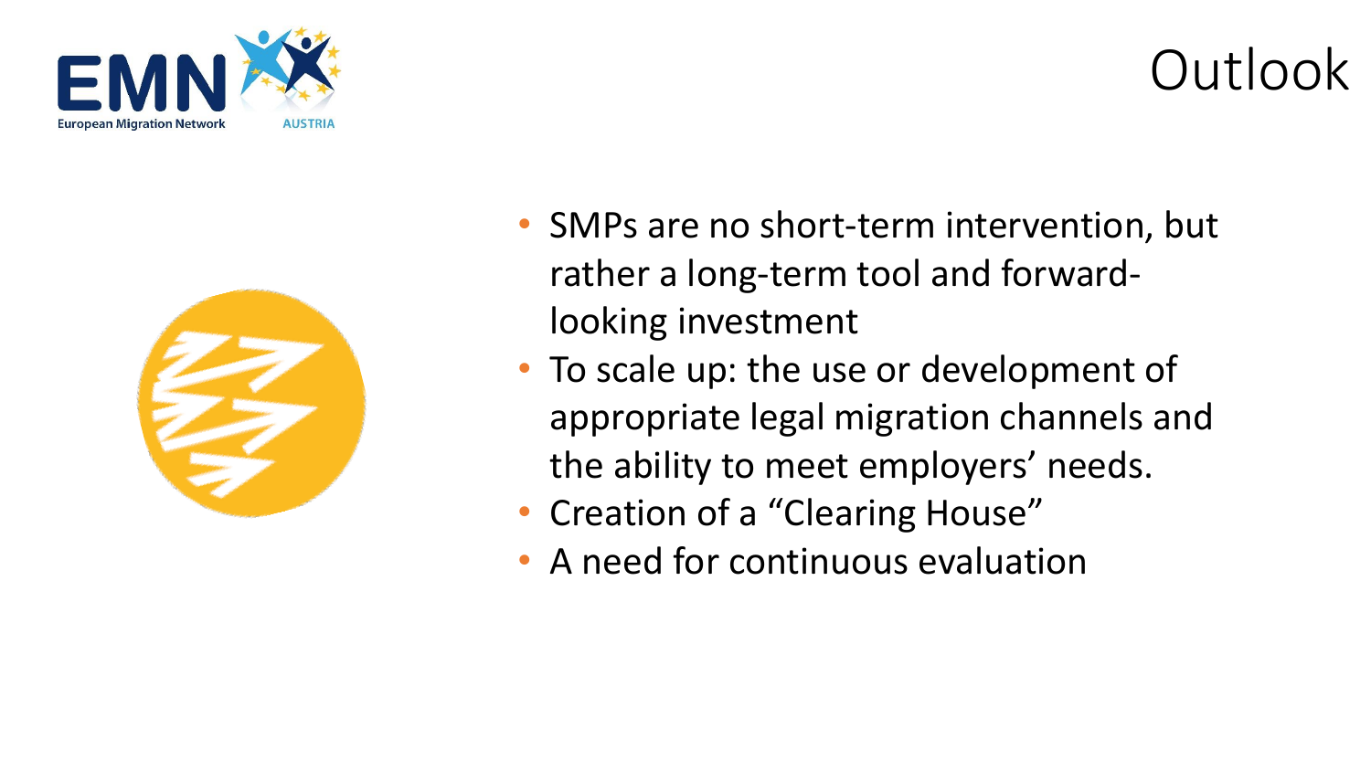# Outlook

- SMPs are no short-term intervention, but rather a long-term tool and forward-looking investment
- To scale up: the use or development of appropriate legal migration channels and the ability to meet employers' needs.
- Creation of a "Clearing House"
- A need for continuous evaluation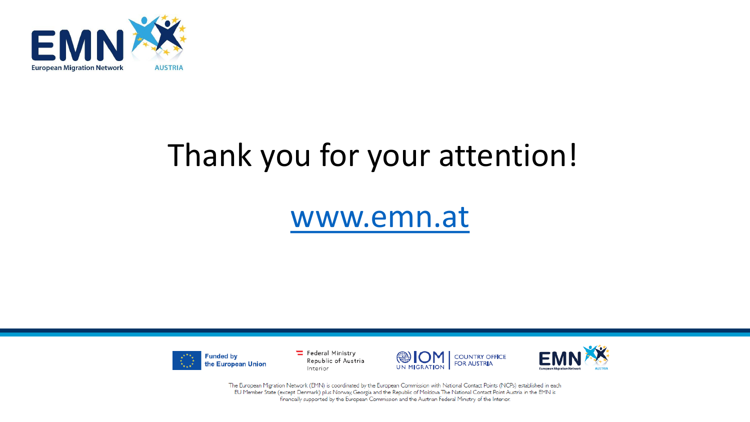# Thank you for your attention!

www.emn.at

Funded by the European Union

Federal Ministry Republic of Austria Interior

IOM UN MIGRATION | COUNTRY OFFICE FOR AUSTRIA

The European Migration Network (EMN) is coordinated by the European Commission with National Contact Points (NCPs) established in each EU Member State (except Denmark) plus Norway, Georgia and the Republic of Moldova. The National Contact Point Austria in the EMN is financially supported by the European Commission and the Austrian Federal Ministry of the Interior.